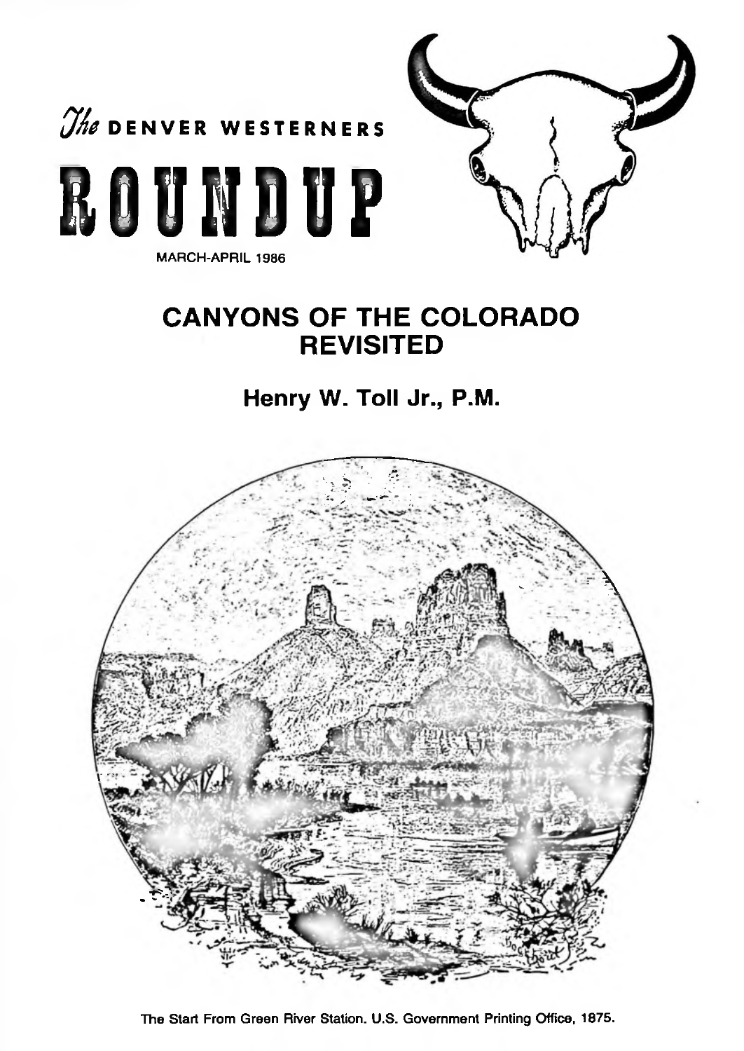*The* DENVER WESTERNERS

# ROUNDUP

MARCH-APRIL 1986

# CANYONS OF THE COLORADO REVISITED

## Henry W. Toll Jr., P.M.

The Start From Green River Station. U.S. Government Printing Office, 1875.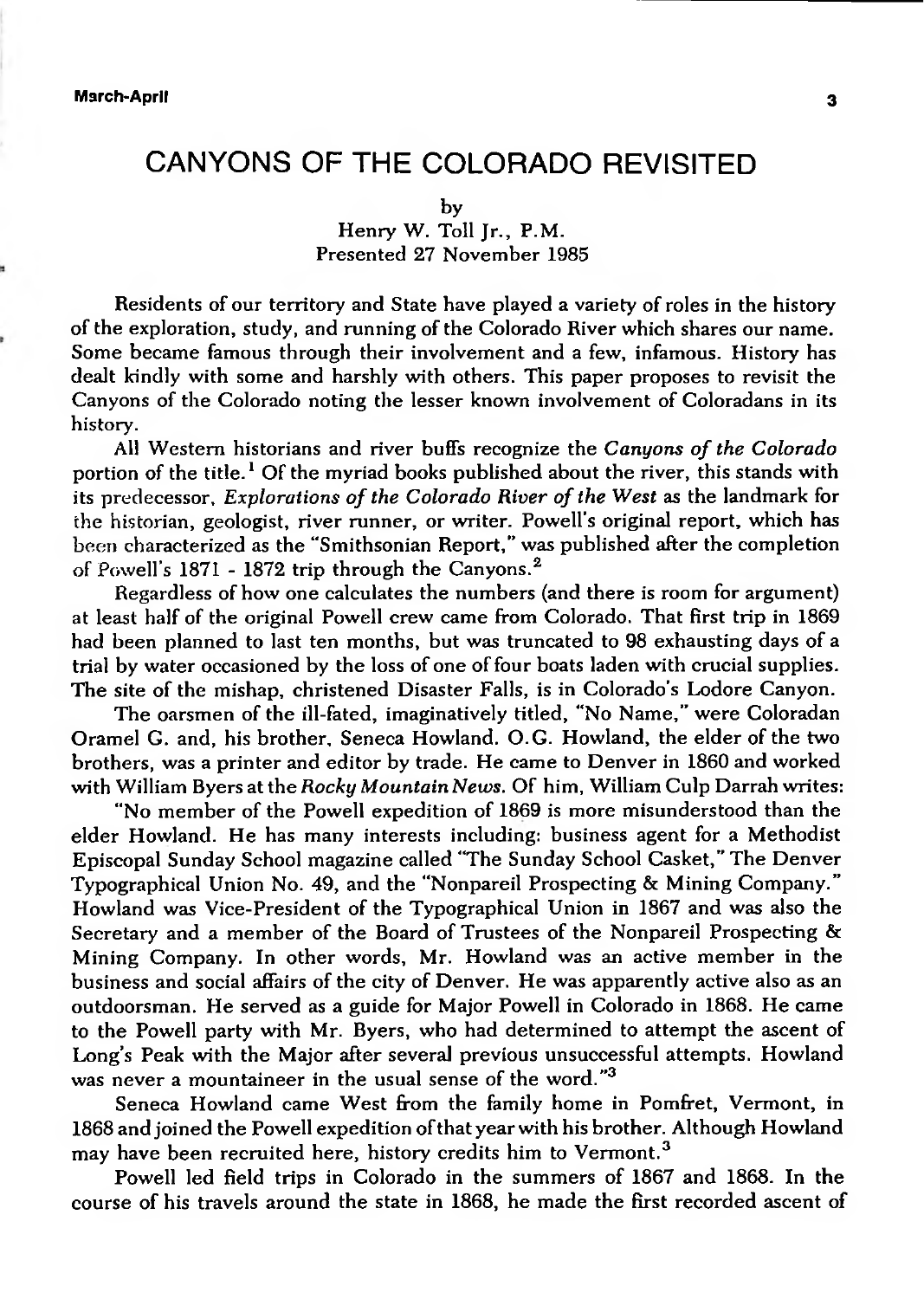# CANYONS OF THE COLORADO REVISITED

by
Henry W. Toll Jr., P.M.
Presented 27 November 1985

Residents of our territory and State have played a variety of roles in the history of the exploration, study, and running of the Colorado River which shares our name. Some became famous through their involvement and a few, infamous. History has dealt kindly with some and harshly with others. This paper proposes to revisit the Canyons of the Colorado noting the lesser known involvement of Coloradans in its history.

All Western historians and river buffs recognize the *Canyons of the Colorado* portion of the title.[1] Of the myriad books published about the river, this stands with its predecessor, *Explorations of the Colorado River of the West* as the landmark for the historian, geologist, river runner, or writer. Powell's original report, which has been characterized as the "Smithsonian Report," was published after the completion of Powell's 1871 - 1872 trip through the Canyons.[2]

Regardless of how one calculates the numbers (and there is room for argument) at least half of the original Powell crew came from Colorado. That first trip in 1869 had been planned to last ten months, but was truncated to 98 exhausting days of a trial by water occasioned by the loss of one of four boats laden with crucial supplies. The site of the mishap, christened Disaster Falls, is in Colorado's Lodore Canyon.

The oarsmen of the ill-fated, imaginatively titled, "No Name," were Coloradan Oramel G. and, his brother, Seneca Howland. O.G. Howland, the elder of the two brothers, was a printer and editor by trade. He came to Denver in 1860 and worked with William Byers at the *Rocky Mountain News*. Of him, William Culp Darrah writes:

"No member of the Powell expedition of 1869 is more misunderstood than the elder Howland. He has many interests including: business agent for a Methodist Episcopal Sunday School magazine called "The Sunday School Casket," The Denver Typographical Union No. 49, and the "Nonpareil Prospecting & Mining Company." Howland was Vice-President of the Typographical Union in 1867 and was also the Secretary and a member of the Board of Trustees of the Nonpareil Prospecting & Mining Company. In other words, Mr. Howland was an active member in the business and social affairs of the city of Denver. He was apparently active also as an outdoorsman. He served as a guide for Major Powell in Colorado in 1868. He came to the Powell party with Mr. Byers, who had determined to attempt the ascent of Long's Peak with the Major after several previous unsuccessful attempts. Howland was never a mountaineer in the usual sense of the word."[3]

Seneca Howland came West from the family home in Pomfret, Vermont, in 1868 and joined the Powell expedition of that year with his brother. Although Howland may have been recruited here, history credits him to Vermont.[3]

Powell led field trips in Colorado in the summers of 1867 and 1868. In the course of his travels around the state in 1868, he made the first recorded ascent of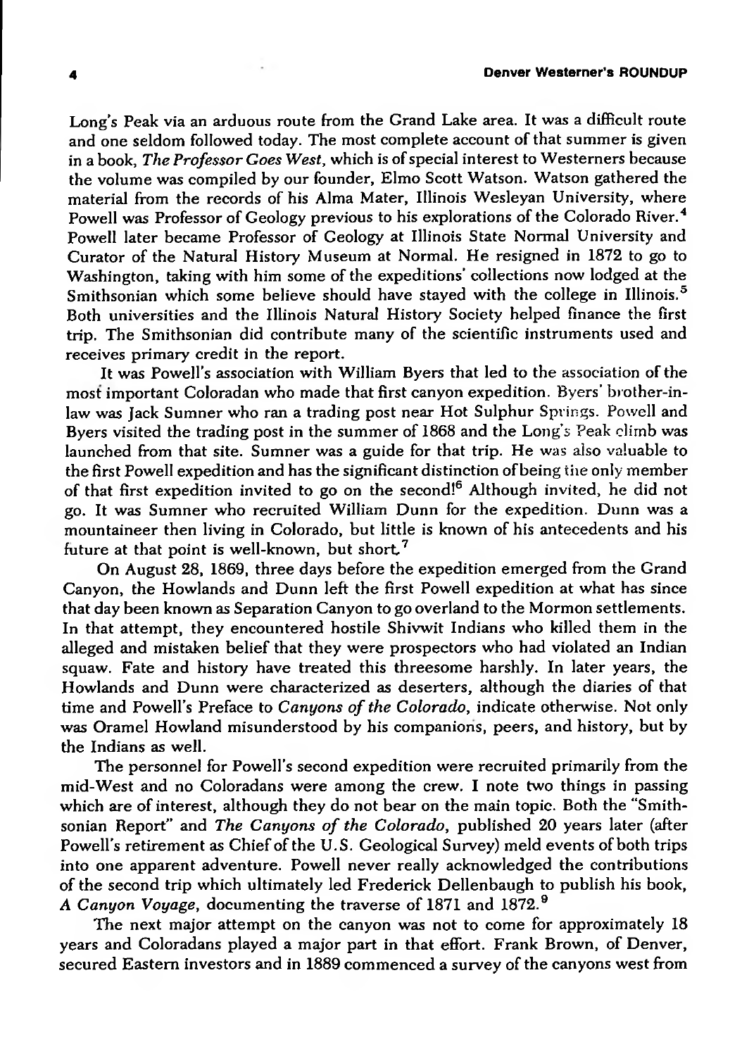Long's Peak via an arduous route from the Grand Lake area. It was a difficult route and one seldom followed today. The most complete account of that summer is given in a book, *The Professor Goes West*, which is of special interest to Westerners because the volume was compiled by our founder, Elmo Scott Watson. Watson gathered the material from the records of his Alma Mater, Illinois Wesleyan University, where Powell was Professor of Geology previous to his explorations of the Colorado River.[4] Powell later became Professor of Geology at Illinois State Normal University and Curator of the Natural History Museum at Normal. He resigned in 1872 to go to Washington, taking with him some of the expeditions' collections now lodged at the Smithsonian which some believe should have stayed with the college in Illinois.[5] Both universities and the Illinois Natural History Society helped finance the first trip. The Smithsonian did contribute many of the scientific instruments used and receives primary credit in the report.

It was Powell's association with William Byers that led to the association of the most important Coloradan who made that first canyon expedition. Byers' brother-in-law was Jack Sumner who ran a trading post near Hot Sulphur Springs. Powell and Byers visited the trading post in the summer of 1868 and the Long's Peak climb was launched from that site. Sumner was a guide for that trip. He was also valuable to the first Powell expedition and has the significant distinction of being the only member of that first expedition invited to go on the second![6] Although invited, he did not go. It was Sumner who recruited William Dunn for the expedition. Dunn was a mountaineer then living in Colorado, but little is known of his antecedents and his future at that point is well-known, but short.[7]

On August 28, 1869, three days before the expedition emerged from the Grand Canyon, the Howlands and Dunn left the first Powell expedition at what has since that day been known as Separation Canyon to go overland to the Mormon settlements. In that attempt, they encountered hostile Shivwit Indians who killed them in the alleged and mistaken belief that they were prospectors who had violated an Indian squaw. Fate and history have treated this threesome harshly. In later years, the Howlands and Dunn were characterized as deserters, although the diaries of that time and Powell's Preface to *Canyons of the Colorado*, indicate otherwise. Not only was Oramel Howland misunderstood by his companions, peers, and history, but by the Indians as well.

The personnel for Powell's second expedition were recruited primarily from the mid-West and no Coloradans were among the crew. I note two things in passing which are of interest, although they do not bear on the main topic. Both the "Smithsonian Report" and *The Canyons of the Colorado*, published 20 years later (after Powell's retirement as Chief of the U.S. Geological Survey) meld events of both trips into one apparent adventure. Powell never really acknowledged the contributions of the second trip which ultimately led Frederick Dellenbaugh to publish his book, *A Canyon Voyage*, documenting the traverse of 1871 and 1872.[9]

The next major attempt on the canyon was not to come for approximately 18 years and Coloradans played a major part in that effort. Frank Brown, of Denver, secured Eastern investors and in 1889 commenced a survey of the canyons west from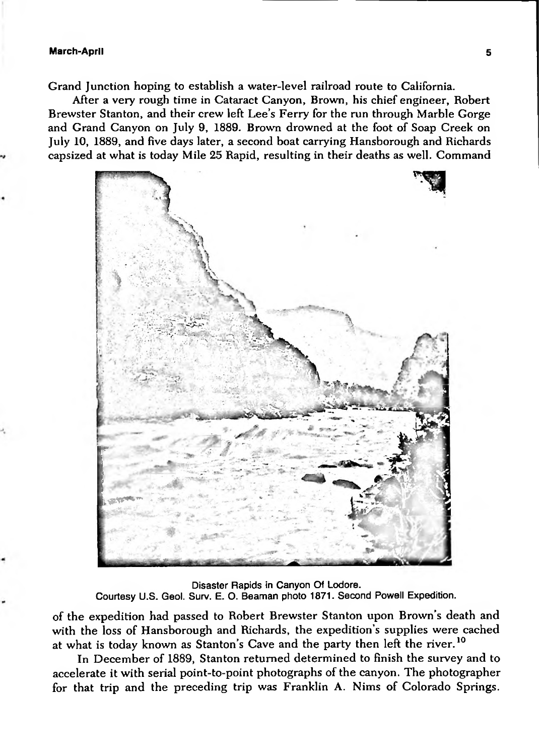Grand Junction hoping to establish a water-level railroad route to California.

After a very rough time in Cataract Canyon, Brown, his chief engineer, Robert Brewster Stanton, and their crew left Lee's Ferry for the run through Marble Gorge and Grand Canyon on July 9, 1889. Brown drowned at the foot of Soap Creek on July 10, 1889, and five days later, a second boat carrying Hansborough and Richards capsized at what is today Mile 25 Rapid, resulting in their deaths as well. Command of the expedition had passed to Robert Brewster Stanton upon Brown's death and with the loss of Hansborough and Richards, the expedition's supplies were cached at what is today known as Stanton's Cave and the party then left the river.[10]

Disaster Rapids in Canyon Of Lodore.
Courtesy U.S. Geol. Surv. E. O. Beaman photo 1871. Second Powell Expedition.

In December of 1889, Stanton returned determined to finish the survey and to accelerate it with serial point-to-point photographs of the canyon. The photographer for that trip and the preceding trip was Franklin A. Nims of Colorado Springs.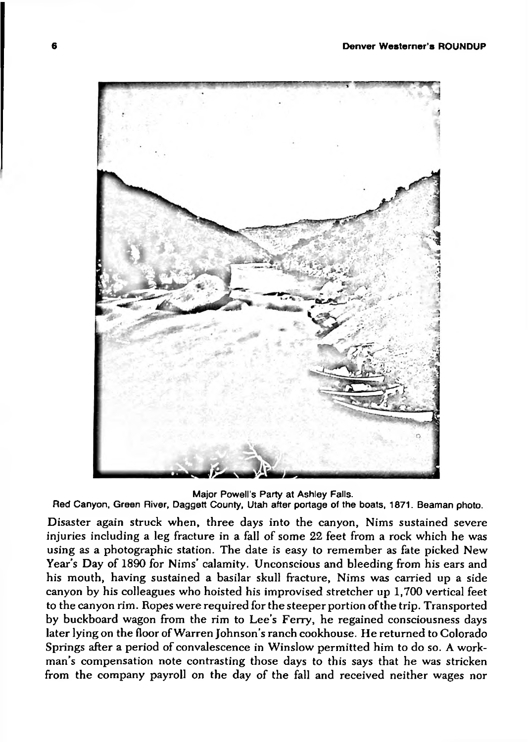Major Powell's Party at Ashley Falls.
Red Canyon, Green River, Daggett County, Utah after portage of the boats, 1871. Beaman photo.

Disaster again struck when, three days into the canyon, Nims sustained severe injuries including a leg fracture in a fall of some 22 feet from a rock which he was using as a photographic station. The date is easy to remember as fate picked New Year's Day of 1890 for Nims' calamity. Unconscious and bleeding from his ears and his mouth, having sustained a basilar skull fracture, Nims was carried up a side canyon by his colleagues who hoisted his improvised stretcher up 1,700 vertical feet to the canyon rim. Ropes were required for the steeper portion of the trip. Transported by buckboard wagon from the rim to Lee's Ferry, he regained consciousness days later lying on the floor of Warren Johnson's ranch cookhouse. He returned to Colorado Springs after a period of convalescence in Winslow permitted him to do so. A workman's compensation note contrasting those days to this says that he was stricken from the company payroll on the day of the fall and received neither wages nor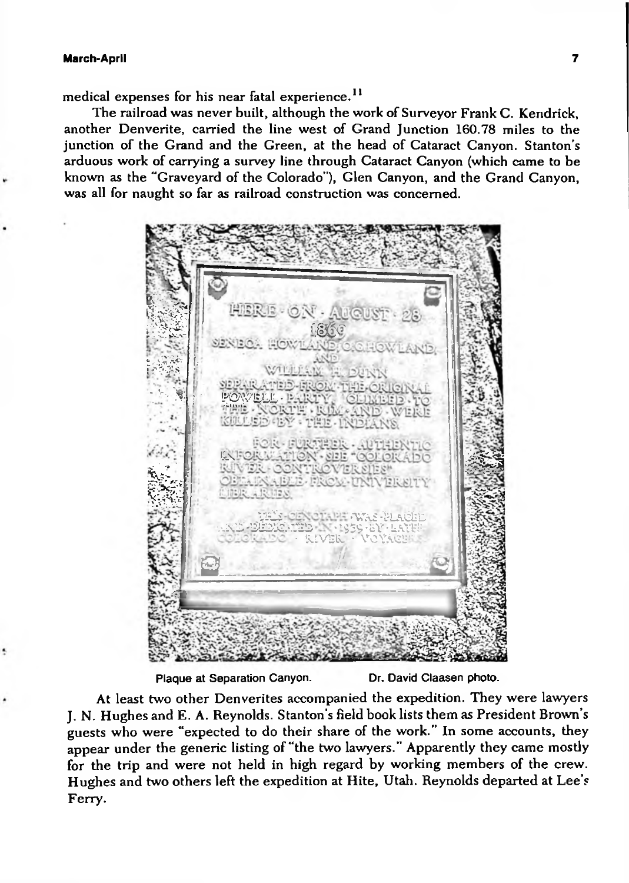medical expenses for his near fatal experience.[11]

The railroad was never built, although the work of Surveyor Frank C. Kendrick, another Denverite, carried the line west of Grand Junction 160.78 miles to the junction of the Grand and the Green, at the head of Cataract Canyon. Stanton's arduous work of carrying a survey line through Cataract Canyon (which came to be known as the "Graveyard of the Colorado"), Glen Canyon, and the Grand Canyon, was all for naught so far as railroad construction was concerned.

Plaque at Separation Canyon. Dr. David Claasen photo.

At least two other Denverites accompanied the expedition. They were lawyers J. N. Hughes and E. A. Reynolds. Stanton's field book lists them as President Brown's guests who were "expected to do their share of the work." In some accounts, they appear under the generic listing of "the two lawyers." Apparently they came mostly for the trip and were not held in high regard by working members of the crew. Hughes and two others left the expedition at Hite, Utah. Reynolds departed at Lee's Ferry.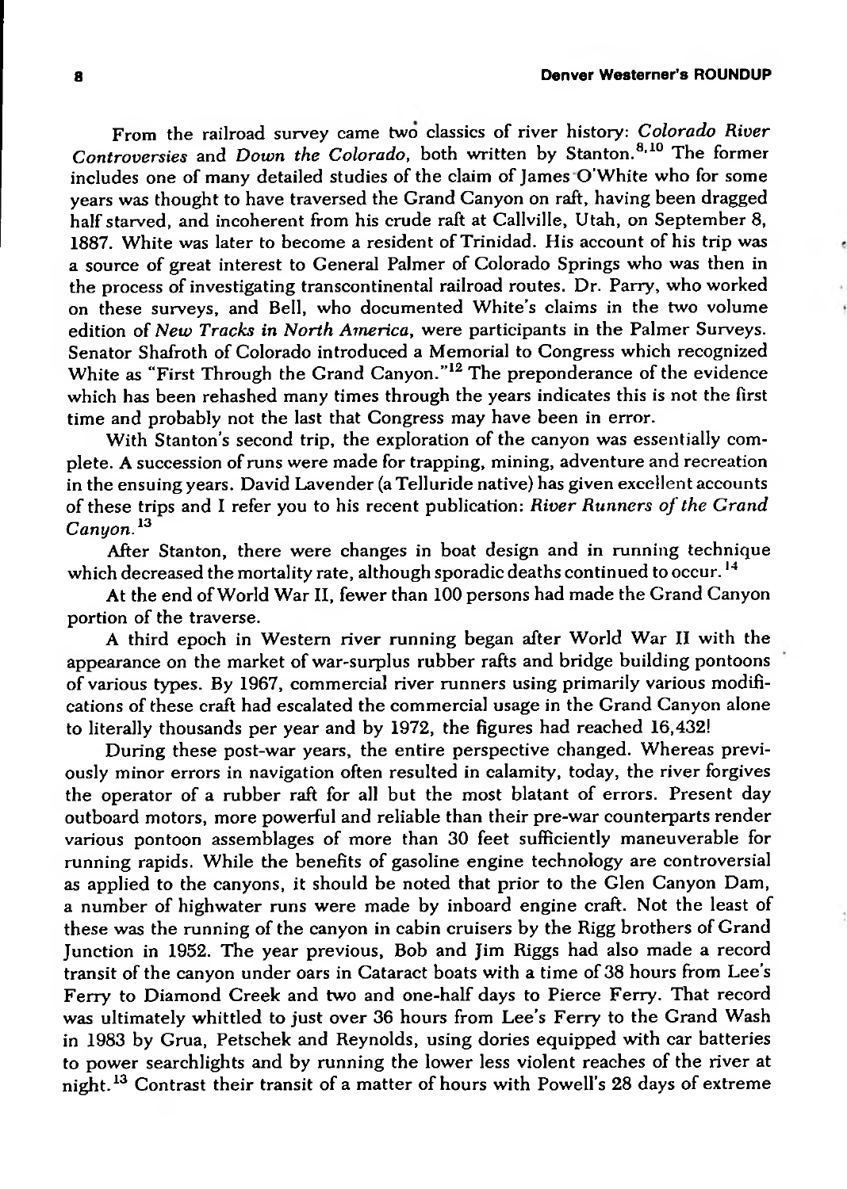From the railroad survey came two classics of river history: *Colorado River Controversies* and *Down the Colorado*, both written by Stanton.[8,10] The former includes one of many detailed studies of the claim of James O'White who for some years was thought to have traversed the Grand Canyon on raft, having been dragged half starved, and incoherent from his crude raft at Callville, Utah, on September 8, 1887. White was later to become a resident of Trinidad. His account of his trip was a source of great interest to General Palmer of Colorado Springs who was then in the process of investigating transcontinental railroad routes. Dr. Parry, who worked on these surveys, and Bell, who documented White's claims in the two volume edition of *New Tracks in North America*, were participants in the Palmer Surveys. Senator Shafroth of Colorado introduced a Memorial to Congress which recognized White as "First Through the Grand Canyon."[12] The preponderance of the evidence which has been rehashed many times through the years indicates this is not the first time and probably not the last that Congress may have been in error.

With Stanton's second trip, the exploration of the canyon was essentially complete. A succession of runs were made for trapping, mining, adventure and recreation in the ensuing years. David Lavender (a Telluride native) has given excellent accounts of these trips and I refer you to his recent publication: *River Runners of the Grand Canyon.*[13]

After Stanton, there were changes in boat design and in running technique which decreased the mortality rate, although sporadic deaths continued to occur.[14]

At the end of World War II, fewer than 100 persons had made the Grand Canyon portion of the traverse.

A third epoch in Western river running began after World War II with the appearance on the market of war-surplus rubber rafts and bridge building pontoons of various types. By 1967, commercial river runners using primarily various modifications of these craft had escalated the commercial usage in the Grand Canyon alone to literally thousands per year and by 1972, the figures had reached 16,432!

During these post-war years, the entire perspective changed. Whereas previously minor errors in navigation often resulted in calamity, today, the river forgives the operator of a rubber raft for all but the most blatant of errors. Present day outboard motors, more powerful and reliable than their pre-war counterparts render various pontoon assemblages of more than 30 feet sufficiently maneuverable for running rapids. While the benefits of gasoline engine technology are controversial as applied to the canyons, it should be noted that prior to the Glen Canyon Dam, a number of highwater runs were made by inboard engine craft. Not the least of these was the running of the canyon in cabin cruisers by the Rigg brothers of Grand Junction in 1952. The year previous, Bob and Jim Riggs had also made a record transit of the canyon under oars in Cataract boats with a time of 38 hours from Lee's Ferry to Diamond Creek and two and one-half days to Pierce Ferry. That record was ultimately whittled to just over 36 hours from Lee's Ferry to the Grand Wash in 1983 by Grua, Petschek and Reynolds, using dories equipped with car batteries to power searchlights and by running the lower less violent reaches of the river at night.[13] Contrast their transit of a matter of hours with Powell's 28 days of extreme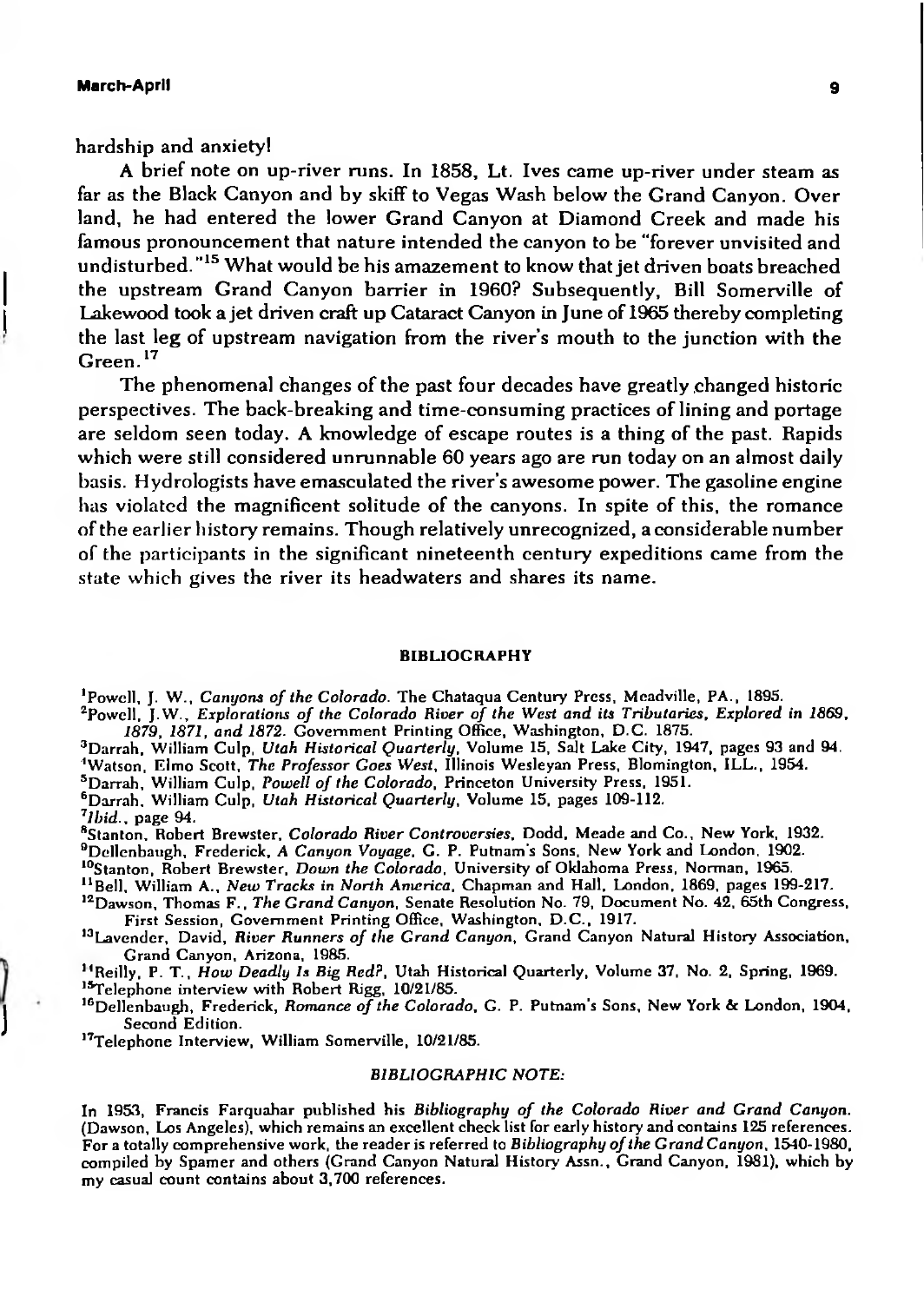hardship and anxiety!

A brief note on up-river runs. In 1858, Lt. Ives came up-river under steam as far as the Black Canyon and by skiff to Vegas Wash below the Grand Canyon. Over land, he had entered the lower Grand Canyon at Diamond Creek and made his famous pronouncement that nature intended the canyon to be "forever unvisited and undisturbed."[15] What would be his amazement to know that jet driven boats breached the upstream Grand Canyon barrier in 1960? Subsequently, Bill Somerville of Lakewood took a jet driven craft up Cataract Canyon in June of 1965 thereby completing the last leg of upstream navigation from the river's mouth to the junction with the Green.[17]

The phenomenal changes of the past four decades have greatly changed historic perspectives. The back-breaking and time-consuming practices of lining and portage are seldom seen today. A knowledge of escape routes is a thing of the past. Rapids which were still considered unrunnable 60 years ago are run today on an almost daily basis. Hydrologists have emasculated the river's awesome power. The gasoline engine has violated the magnificent solitude of the canyons. In spite of this, the romance of the earlier history remains. Though relatively unrecognized, a considerable number of the participants in the significant nineteenth century expeditions came from the state which gives the river its headwaters and shares its name.

## BIBLIOGRAPHY

1. Powell, J. W., *Canyons of the Colorado*. The Chataqua Century Press, Meadville, PA., 1895.
2. Powell, J.W., *Explorations of the Colorado River of the West and its Tributaries, Explored in 1869, 1879, 1871, and 1872*. Government Printing Office, Washington, D.C. 1875.
3. Darrah, William Culp, *Utah Historical Quarterly*, Volume 15, Salt Lake City, 1947, pages 93 and 94.
4. Watson, Elmo Scott, *The Professor Goes West*, Illinois Wesleyan Press, Blomington, ILL., 1954.
5. Darrah, William Culp, *Powell of the Colorado*, Princeton University Press, 1951.
6. Darrah, William Culp, *Utah Historical Quarterly*, Volume 15, pages 109-112.
7. *Ibid.*, page 94.
8. Stanton, Robert Brewster, *Colorado River Controversies*, Dodd, Meade and Co., New York, 1932.
9. Dellenbaugh, Frederick, *A Canyon Voyage*, G. P. Putnam's Sons, New York and London, 1902.
10. Stanton, Robert Brewster, *Down the Colorado*, University of Oklahoma Press, Norman, 1965.
11. Bell, William A., *New Tracks in North America*, Chapman and Hall, London, 1869, pages 199-217.
12. Dawson, Thomas F., *The Grand Canyon*, Senate Resolution No. 79, Document No. 42, 65th Congress, First Session, Government Printing Office, Washington, D.C., 1917.
13. Lavender, David, *River Runners of the Grand Canyon*, Grand Canyon Natural History Association, Grand Canyon, Arizona, 1985.
14. Reilly, P. T., *How Deadly Is Big Red?*, Utah Historical Quarterly, Volume 37, No. 2, Spring, 1969.
15. Telephone interview with Robert Rigg, 10/21/85.
16. Dellenbaugh, Frederick, *Romance of the Colorado*, G. P. Putnam's Sons, New York & London, 1904, Second Edition.
17. Telephone Interview, William Somerville, 10/21/85.

### *BIBLIOGRAPHIC NOTE:*

In 1953, Francis Farquahar published his *Bibliography of the Colorado River and Grand Canyon*. (Dawson, Los Angeles), which remains an excellent check list for early history and contains 125 references. For a totally comprehensive work, the reader is referred to *Bibliography of the Grand Canyon*, 1540-1980, compiled by Spamer and others (Grand Canyon Natural History Assn., Grand Canyon, 1981), which by my casual count contains about 3,700 references.